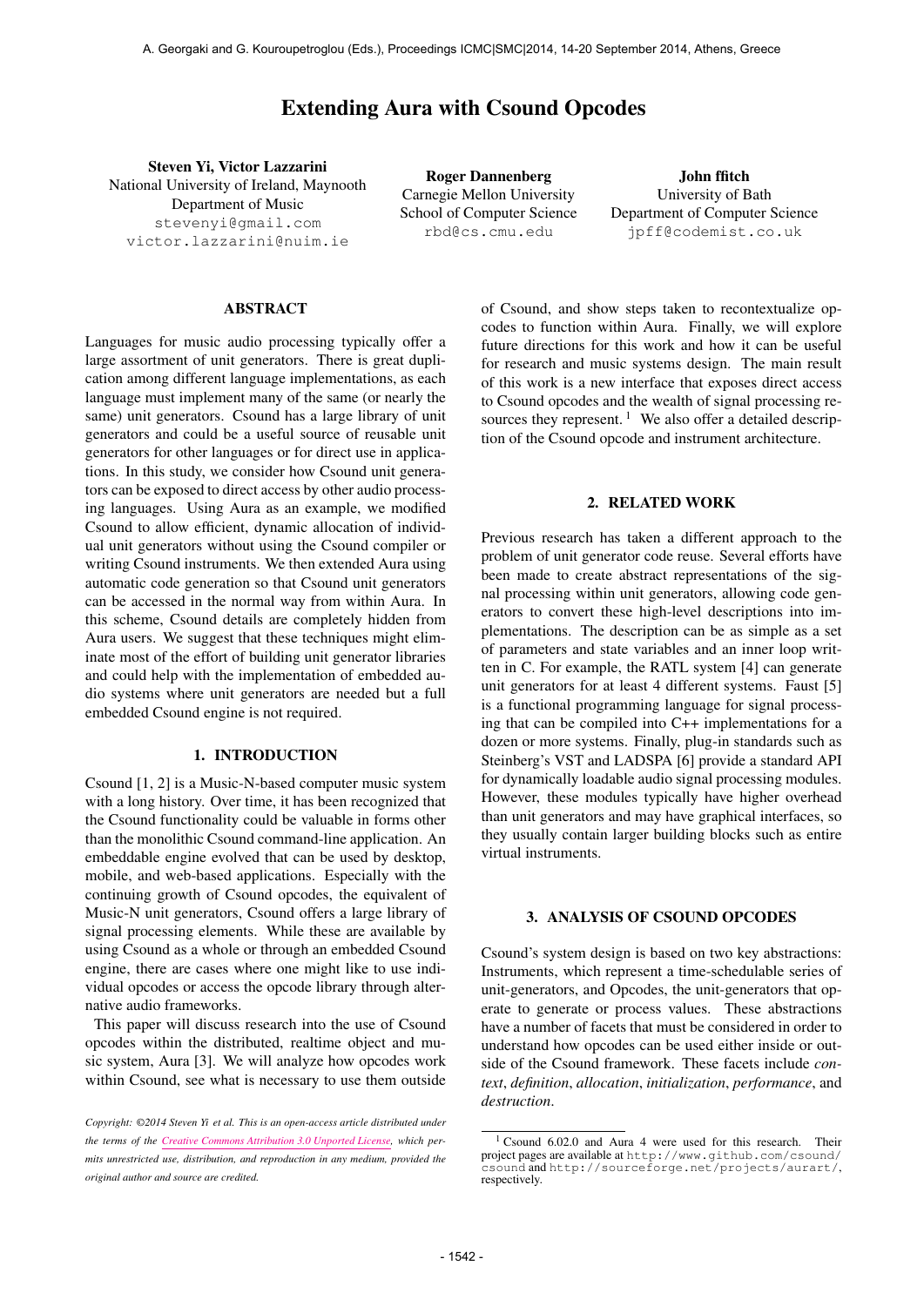# Extending Aura with Csound Opcodes

**Steven Yi, Victor Lazzarini**
National University of Ireland, Maynooth
Department of Music
stevenyi@gmail.com
victor.lazzarini@nuim.ie

**Roger Dannenberg**
Carnegie Mellon University
School of Computer Science
rbd@cs.cmu.edu

**John ffitch**
University of Bath
Department of Computer Science
jpff@codemist.co.uk

## ABSTRACT

Languages for music audio processing typically offer a large assortment of unit generators. There is great duplication among different language implementations, as each language must implement many of the same (or nearly the same) unit generators. Csound has a large library of unit generators and could be a useful source of reusable unit generators for other languages or for direct use in applications. In this study, we consider how Csound unit generators can be exposed to direct access by other audio processing languages. Using Aura as an example, we modified Csound to allow efficient, dynamic allocation of individual unit generators without using the Csound compiler or writing Csound instruments. We then extended Aura using automatic code generation so that Csound unit generators can be accessed in the normal way from within Aura. In this scheme, Csound details are completely hidden from Aura users. We suggest that these techniques might eliminate most of the effort of building unit generator libraries and could help with the implementation of embedded audio systems where unit generators are needed but a full embedded Csound engine is not required.

## 1. INTRODUCTION

Csound [1, 2] is a Music-N-based computer music system with a long history. Over time, it has been recognized that the Csound functionality could be valuable in forms other than the monolithic Csound command-line application. An embeddable engine evolved that can be used by desktop, mobile, and web-based applications. Especially with the continuing growth of Csound opcodes, the equivalent of Music-N unit generators, Csound offers a large library of signal processing elements. While these are available by using Csound as a whole or through an embedded Csound engine, there are cases where one might like to use individual opcodes or access the opcode library through alternative audio frameworks.

This paper will discuss research into the use of Csound opcodes within the distributed, realtime object and music system, Aura [3]. We will analyze how opcodes work within Csound, see what is necessary to use them outside of Csound, and show steps taken to recontextualize opcodes to function within Aura. Finally, we will explore future directions for this work and how it can be useful for research and music systems design. The main result of this work is a new interface that exposes direct access to Csound opcodes and the wealth of signal processing resources they represent. [1] We also offer a detailed description of the Csound opcode and instrument architecture.

*Copyright: ©2014 Steven Yi et al. This is an open-access article distributed under the terms of the Creative Commons Attribution 3.0 Unported License, which permits unrestricted use, distribution, and reproduction in any medium, provided the original author and source are credited.*

## 2. RELATED WORK

Previous research has taken a different approach to the problem of unit generator code reuse. Several efforts have been made to create abstract representations of the signal processing within unit generators, allowing code generators to convert these high-level descriptions into implementations. The description can be as simple as a set of parameters and state variables and an inner loop written in C. For example, the RATL system [4] can generate unit generators for at least 4 different systems. Faust [5] is a functional programming language for signal processing that can be compiled into C++ implementations for a dozen or more systems. Finally, plug-in standards such as Steinberg's VST and LADSPA [6] provide a standard API for dynamically loadable audio signal processing modules. However, these modules typically have higher overhead than unit generators and may have graphical interfaces, so they usually contain larger building blocks such as entire virtual instruments.

## 3. ANALYSIS OF CSOUND OPCODES

Csound's system design is based on two key abstractions: Instruments, which represent a time-schedulable series of unit-generators, and Opcodes, the unit-generators that operate to generate or process values. These abstractions have a number of facets that must be considered in order to understand how opcodes can be used either inside or outside of the Csound framework. These facets include *context*, *definition*, *allocation*, *initialization*, *performance*, and *destruction*.

[1] Csound 6.02.0 and Aura 4 were used for this research. Their project pages are available at http://www.github.com/csound/csound and http://sourceforge.net/projects/aurart/, respectively.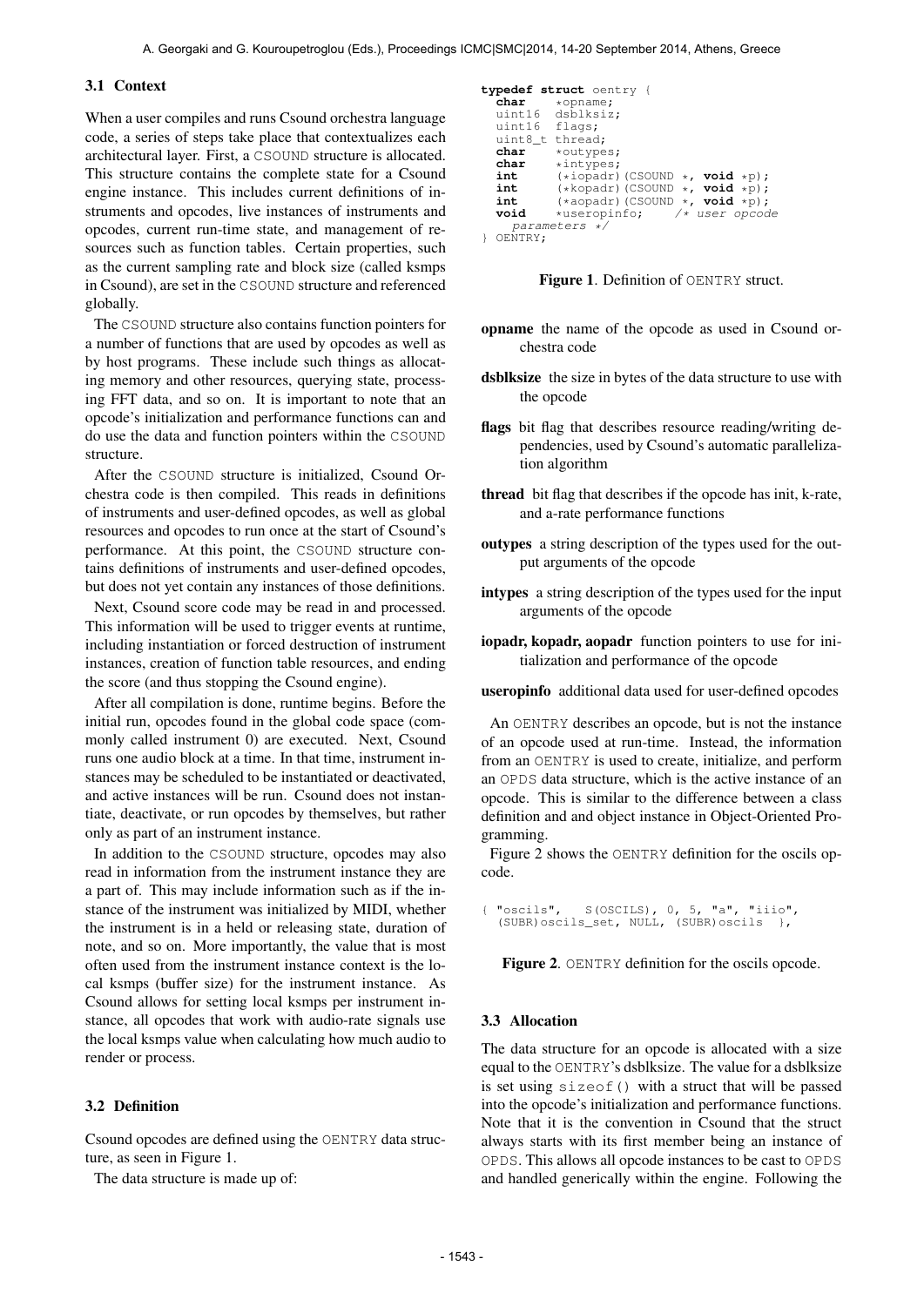### 3.1 Context

When a user compiles and runs Csound orchestra language code, a series of steps take place that contextualizes each architectural layer. First, a CSOUND structure is allocated. This structure contains the complete state for a Csound engine instance. This includes current definitions of instruments and opcodes, live instances of instruments and opcodes, current run-time state, and management of resources such as function tables. Certain properties, such as the current sampling rate and block size (called ksmps in Csound), are set in the CSOUND structure and referenced globally.

The CSOUND structure also contains function pointers for a number of functions that are used by opcodes as well as by host programs. These include such things as allocating memory and other resources, querying state, processing FFT data, and so on. It is important to note that an opcode's initialization and performance functions can and do use the data and function pointers within the CSOUND structure.

After the CSOUND structure is initialized, Csound Orchestra code is then compiled. This reads in definitions of instruments and user-defined opcodes, as well as global resources and opcodes to run once at the start of Csound's performance. At this point, the CSOUND structure contains definitions of instruments and user-defined opcodes, but does not yet contain any instances of those definitions.

Next, Csound score code may be read in and processed. This information will be used to trigger events at runtime, including instantiation or forced destruction of instrument instances, creation of function table resources, and ending the score (and thus stopping the Csound engine).

After all compilation is done, runtime begins. Before the initial run, opcodes found in the global code space (commonly called instrument 0) are executed. Next, Csound runs one audio block at a time. In that time, instrument instances may be scheduled to be instantiated or deactivated, and active instances will be run. Csound does not instantiate, deactivate, or run opcodes by themselves, but rather only as part of an instrument instance.

In addition to the CSOUND structure, opcodes may also read in information from the instrument instance they are a part of. This may include information such as if the instance of the instrument was initialized by MIDI, whether the instrument is in a held or releasing state, duration of note, and so on. More importantly, the value that is most often used from the instrument instance context is the local ksmps (buffer size) for the instrument instance. As Csound allows for setting local ksmps per instrument instance, all opcodes that work with audio-rate signals use the local ksmps value when calculating how much audio to render or process.

### 3.2 Definition

Csound opcodes are defined using the OENTRY data structure, as seen in Figure 1.

The data structure is made up of:

```
typedef struct oentry {
  char    *opname;
  uint16  dsblksiz;
  uint16  flags;
  uint8_t thread;
  char    *outypes;
  char    *intypes;
  int     (*iopadr)(CSOUND *, void *p);
  int     (*kopadr)(CSOUND *, void *p);
  int     (*aopadr)(CSOUND *, void *p);
  void    *useropinfo;    /* user opcode
    parameters */
} OENTRY;
```

**Figure 1**. Definition of OENTRY struct.

**opname** the name of the opcode as used in Csound orchestra code

**dsblksize** the size in bytes of the data structure to use with the opcode

**flags** bit flag that describes resource reading/writing dependencies, used by Csound's automatic parallelization algorithm

**thread** bit flag that describes if the opcode has init, k-rate, and a-rate performance functions

**outypes** a string description of the types used for the output arguments of the opcode

**intypes** a string description of the types used for the input arguments of the opcode

**iopadr, kopadr, aopadr** function pointers to use for initialization and performance of the opcode

**useropinfo** additional data used for user-defined opcodes

An OENTRY describes an opcode, but is not the instance of an opcode used at run-time. Instead, the information from an OENTRY is used to create, initialize, and perform an OPDS data structure, which is the active instance of an opcode. This is similar to the difference between a class definition and and object instance in Object-Oriented Programming.

Figure 2 shows the OENTRY definition for the oscils opcode.

```
{ "oscils",   S(OSCILS), 0, 5, "a", "iiio",
  (SUBR)oscils_set, NULL, (SUBR)oscils  },
```

**Figure 2**. OENTRY definition for the oscils opcode.

### 3.3 Allocation

The data structure for an opcode is allocated with a size equal to the OENTRY's dsblksize. The value for a dsblksize is set using sizeof() with a struct that will be passed into the opcode's initialization and performance functions. Note that it is the convention in Csound that the struct always starts with its first member being an instance of OPDS. This allows all opcode instances to be cast to OPDS and handled generically within the engine. Following the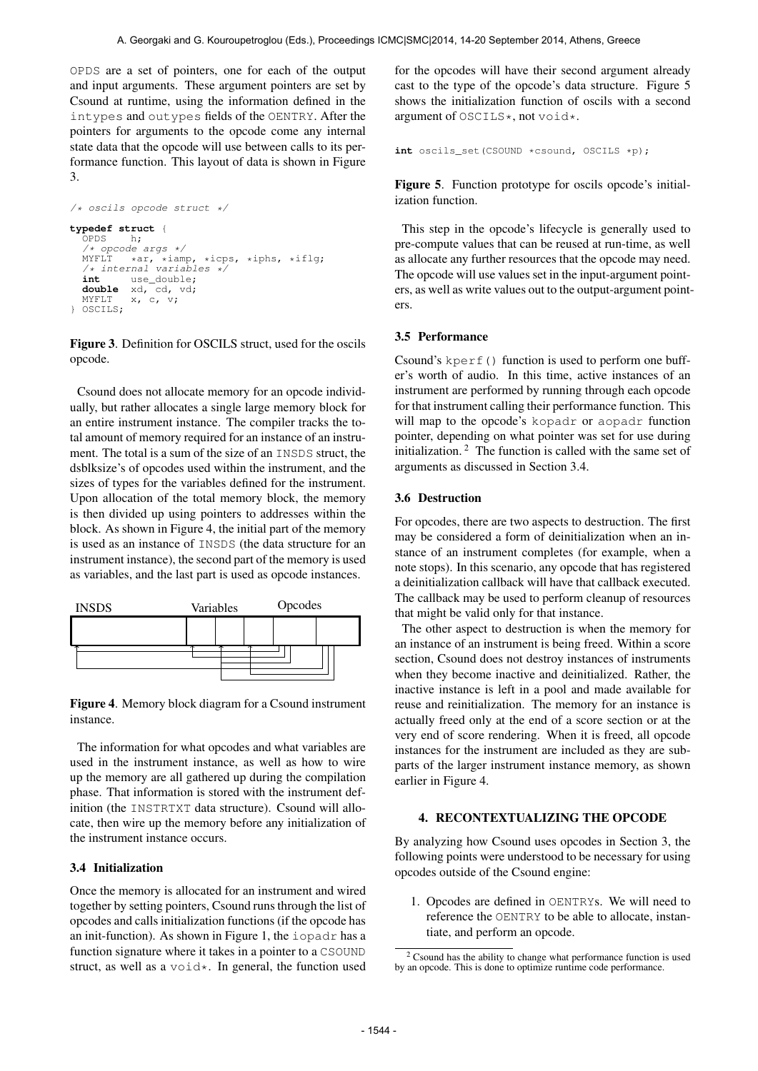OPDS are a set of pointers, one for each of the output and input arguments. These argument pointers are set by Csound at runtime, using the information defined in the intypes and outypes fields of the OENTRY. After the pointers for arguments to the opcode come any internal state data that the opcode will use between calls to its performance function. This layout of data is shown in Figure 3.

```
/* oscils opcode struct */

typedef struct {
  OPDS    h;
  /* opcode args */
  MYFLT   *ar, *iamp, *icps, *iphs, *iflg;
  /* internal variables */
  int     use_double;
  double  xd, cd, vd;
  MYFLT   x, c, v;
} OSCILS;
```

**Figure 3**. Definition for OSCILS struct, used for the oscils opcode.

Csound does not allocate memory for an opcode individually, but rather allocates a single large memory block for an entire instrument instance. The compiler tracks the total amount of memory required for an instance of an instrument. The total is a sum of the size of an INSDS struct, the dsblksize's of opcodes used within the instrument, and the sizes of types for the variables defined for the instrument. Upon allocation of the total memory block, the memory is then divided up using pointers to addresses within the block. As shown in Figure 4, the initial part of the memory is used as an instance of INSDS (the data structure for an instrument instance), the second part of the memory is used as variables, and the last part is used as opcode instances.

**Figure 4**. Memory block diagram for a Csound instrument instance.

The information for what opcodes and what variables are used in the instrument instance, as well as how to wire up the memory are all gathered up during the compilation phase. That information is stored with the instrument definition (the INSTRTXT data structure). Csound will allocate, then wire up the memory before any initialization of the instrument instance occurs.

### 3.4 Initialization

Once the memory is allocated for an instrument and wired together by setting pointers, Csound runs through the list of opcodes and calls initialization functions (if the opcode has an init-function). As shown in Figure 1, the iopadr has a function signature where it takes in a pointer to a CSOUND struct, as well as a void*. In general, the function used for the opcodes will have their second argument already cast to the type of the opcode's data structure. Figure 5 shows the initialization function of oscils with a second argument of OSCILS*, not void*.

```
int oscils_set(CSOUND *csound, OSCILS *p);
```

**Figure 5**. Function prototype for oscils opcode's initialization function.

This step in the opcode's lifecycle is generally used to pre-compute values that can be reused at run-time, as well as allocate any further resources that the opcode may need. The opcode will use values set in the input-argument pointers, as well as write values out to the output-argument pointers.

### 3.5 Performance

Csound's kperf() function is used to perform one buffer's worth of audio. In this time, active instances of an instrument are performed by running through each opcode for that instrument calling their performance function. This will map to the opcode's kopadr or aopadr function pointer, depending on what pointer was set for use during initialization. [2] The function is called with the same set of arguments as discussed in Section 3.4.

### 3.6 Destruction

For opcodes, there are two aspects to destruction. The first may be considered a form of deinitialization when an instance of an instrument completes (for example, when a note stops). In this scenario, any opcode that has registered a deinitialization callback will have that callback executed. The callback may be used to perform cleanup of resources that might be valid only for that instance.

The other aspect to destruction is when the memory for an instance of an instrument is being freed. Within a score section, Csound does not destroy instances of instruments when they become inactive and deinitialized. Rather, the inactive instance is left in a pool and made available for reuse and reinitialization. The memory for an instance is actually freed only at the end of a score section or at the very end of score rendering. When it is freed, all opcode instances for the instrument are included as they are subparts of the larger instrument instance memory, as shown earlier in Figure 4.

## 4. RECONTEXTUALIZING THE OPCODE

By analyzing how Csound uses opcodes in Section 3, the following points were understood to be necessary for using opcodes outside of the Csound engine:

1. Opcodes are defined in OENTRYs. We will need to reference the OENTRY to be able to allocate, instantiate, and perform an opcode.

[2] Csound has the ability to change what performance function is used by an opcode. This is done to optimize runtime code performance.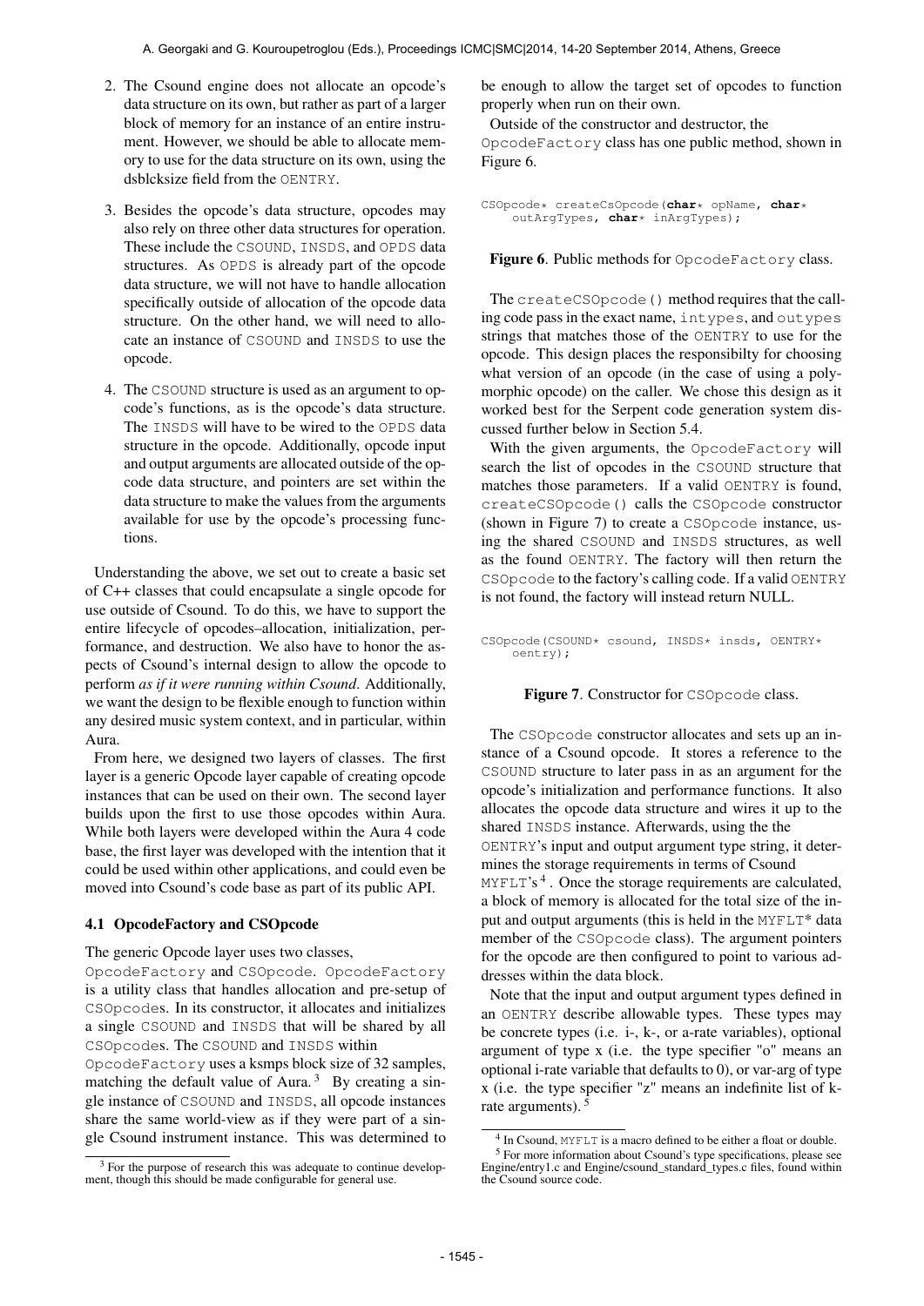2. The Csound engine does not allocate an opcode's data structure on its own, but rather as part of a larger block of memory for an instance of an entire instrument. However, we should be able to allocate memory to use for the data structure on its own, using the dsblcksize field from the OENTRY.

3. Besides the opcode's data structure, opcodes may also rely on three other data structures for operation. These include the CSOUND, INSDS, and OPDS data structures. As OPDS is already part of the opcode data structure, we will not have to handle allocation specifically outside of allocation of the opcode data structure. On the other hand, we will need to allocate an instance of CSOUND and INSDS to use the opcode.

4. The CSOUND structure is used as an argument to opcode's functions, as is the opcode's data structure. The INSDS will have to be wired to the OPDS data structure in the opcode. Additionally, opcode input and output arguments are allocated outside of the opcode data structure, and pointers are set within the data structure to make the values from the arguments available for use by the opcode's processing functions.

Understanding the above, we set out to create a basic set of C++ classes that could encapsulate a single opcode for use outside of Csound. To do this, we have to support the entire lifecycle of opcodes–allocation, initialization, performance, and destruction. We also have to honor the aspects of Csound's internal design to allow the opcode to perform *as if it were running within Csound*. Additionally, we want the design to be flexible enough to function within any desired music system context, and in particular, within Aura.

From here, we designed two layers of classes. The first layer is a generic Opcode layer capable of creating opcode instances that can be used on their own. The second layer builds upon the first to use those opcodes within Aura. While both layers were developed within the Aura 4 code base, the first layer was developed with the intention that it could be used within other applications, and could even be moved into Csound's code base as part of its public API.

### 4.1 OpcodeFactory and CSOpcode

The generic Opcode layer uses two classes, OpcodeFactory and CSOpcode. OpcodeFactory is a utility class that handles allocation and pre-setup of CSOpcodes. In its constructor, it allocates and initializes a single CSOUND and INSDS that will be shared by all CSOpcodes. The CSOUND and INSDS within OpcodeFactory uses a ksmps block size of 32 samples, matching the default value of Aura.[3] By creating a single instance of CSOUND and INSDS, all opcode instances share the same world-view as if they were part of a single Csound instrument instance. This was determined to be enough to allow the target set of opcodes to function properly when run on their own.

[3] For the purpose of research this was adequate to continue development, though this should be made configurable for general use.

Outside of the constructor and destructor, the OpcodeFactory class has one public method, shown in Figure 6.

```
CSOpcode* createCsOpcode(char* opName, char*
    outArgTypes, char* inArgTypes);
```

**Figure 6**. Public methods for OpcodeFactory class.

The createCSOpcode() method requires that the calling code pass in the exact name, intypes, and outypes strings that matches those of the OENTRY to use for the opcode. This design places the responsibilty for choosing what version of an opcode (in the case of using a polymorphic opcode) on the caller. We chose this design as it worked best for the Serpent code generation system discussed further below in Section 5.4.

With the given arguments, the OpcodeFactory will search the list of opcodes in the CSOUND structure that matches those parameters. If a valid OENTRY is found, createCSOpcode() calls the CSOpcode constructor (shown in Figure 7) to create a CSOpcode instance, using the shared CSOUND and INSDS structures, as well as the found OENTRY. The factory will then return the CSOpcode to the factory's calling code. If a valid OENTRY is not found, the factory will instead return NULL.

```
CSOpcode(CSOUND* csound, INSDS* insds, OENTRY*
    oentry);
```

**Figure 7**. Constructor for CSOpcode class.

The CSOpcode constructor allocates and sets up an instance of a Csound opcode. It stores a reference to the CSOUND structure to later pass in as an argument for the opcode's initialization and performance functions. It also allocates the opcode data structure and wires it up to the shared INSDS instance. Afterwards, using the the OENTRY's input and output argument type string, it determines the storage requirements in terms of Csound MYFLT's[4]. Once the storage requirements are calculated, a block of memory is allocated for the total size of the input and output arguments (this is held in the MYFLT* data member of the CSOpcode class). The argument pointers for the opcode are then configured to point to various addresses within the data block.

Note that the input and output argument types defined in an OENTRY describe allowable types. These types may be concrete types (i.e. i-, k-, or a-rate variables), optional argument of type x (i.e. the type specifier "o" means an optional i-rate variable that defaults to 0), or var-arg of type x (i.e. the type specifier "z" means an indefinite list of k-rate arguments).[5]

[4] In Csound, MYFLT is a macro defined to be either a float or double.

[5] For more information about Csound's type specifications, please see Engine/entry1.c and Engine/csound_standard_types.c files, found within the Csound source code.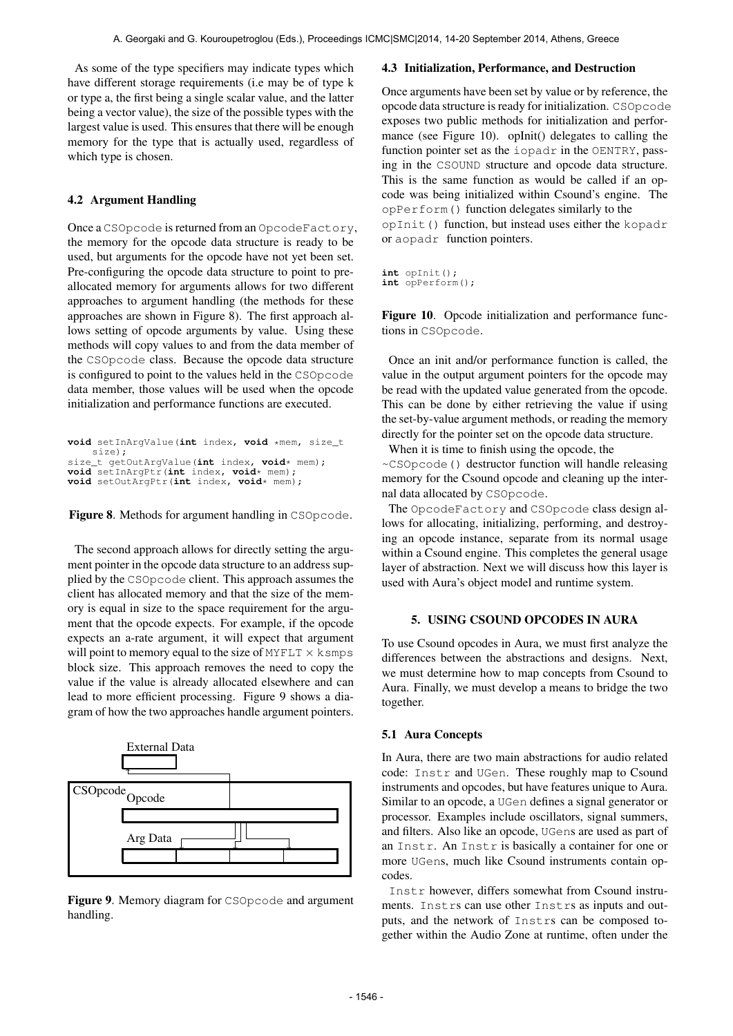As some of the type specifiers may indicate types which have different storage requirements (i.e may be of type k or type a, the first being a single scalar value, and the latter being a vector value), the size of the possible types with the largest value is used. This ensures that there will be enough memory for the type that is actually used, regardless of which type is chosen.

### 4.2 Argument Handling

Once a CSOpcode is returned from an OpcodeFactory, the memory for the opcode data structure is ready to be used, but arguments for the opcode have not yet been set. Pre-configuring the opcode data structure to point to pre-allocated memory for arguments allows for two different approaches to argument handling (the methods for these approaches are shown in Figure 8). The first approach allows setting of opcode arguments by value. Using these methods will copy values to and from the data member of the CSOpcode class. Because the opcode data structure is configured to point to the values held in the CSOpcode data member, those values will be used when the opcode initialization and performance functions are executed.

```
void setInArgValue(int index, void *mem, size_t
    size);
size_t getOutArgValue(int index, void* mem);
void setInArgPtr(int index, void* mem);
void setOutArgPtr(int index, void* mem);
```

**Figure 8**. Methods for argument handling in CSOpcode.

The second approach allows for directly setting the argument pointer in the opcode data structure to an address supplied by the CSOpcode client. This approach assumes the client has allocated memory and that the size of the memory is equal in size to the space requirement for the argument that the opcode expects. For example, if the opcode expects an a-rate argument, it will expect that argument will point to memory equal to the size of MYFLT × ksmps block size. This approach removes the need to copy the value if the value is already allocated elsewhere and can lead to more efficient processing. Figure 9 shows a diagram of how the two approaches handle argument pointers.

**Figure 9**. Memory diagram for CSOpcode and argument handling.

### 4.3 Initialization, Performance, and Destruction

Once arguments have been set by value or by reference, the opcode data structure is ready for initialization. CSOpcode exposes two public methods for initialization and performance (see Figure 10). opInit() delegates to calling the function pointer set as the iopadr in the OENTRY, passing in the CSOUND structure and opcode data structure. This is the same function as would be called if an opcode was being initialized within Csound's engine. The opPerform() function delegates similarly to the opInit() function, but instead uses either the kopadr or aopadr function pointers.

```
int opInit();
int opPerform();
```

**Figure 10**. Opcode initialization and performance functions in CSOpcode.

Once an init and/or performance function is called, the value in the output argument pointers for the opcode may be read with the updated value generated from the opcode. This can be done by either retrieving the value if using the set-by-value argument methods, or reading the memory directly for the pointer set on the opcode data structure.

When it is time to finish using the opcode, the ~CSOpcode() destructor function will handle releasing memory for the Csound opcode and cleaning up the internal data allocated by CSOpcode.

The OpcodeFactory and CSOpcode class design allows for allocating, initializing, performing, and destroying an opcode instance, separate from its normal usage within a Csound engine. This completes the general usage layer of abstraction. Next we will discuss how this layer is used with Aura's object model and runtime system.

## 5. USING CSOUND OPCODES IN AURA

To use Csound opcodes in Aura, we must first analyze the differences between the abstractions and designs. Next, we must determine how to map concepts from Csound to Aura. Finally, we must develop a means to bridge the two together.

### 5.1 Aura Concepts

In Aura, there are two main abstractions for audio related code: Instr and UGen. These roughly map to Csound instruments and opcodes, but have features unique to Aura. Similar to an opcode, a UGen defines a signal generator or processor. Examples include oscillators, signal summers, and filters. Also like an opcode, UGens are used as part of an Instr. An Instr is basically a container for one or more UGens, much like Csound instruments contain opcodes.

Instr however, differs somewhat from Csound instruments. Instrs can use other Instrs as inputs and outputs, and the network of Instrs can be composed together within the Audio Zone at runtime, often under the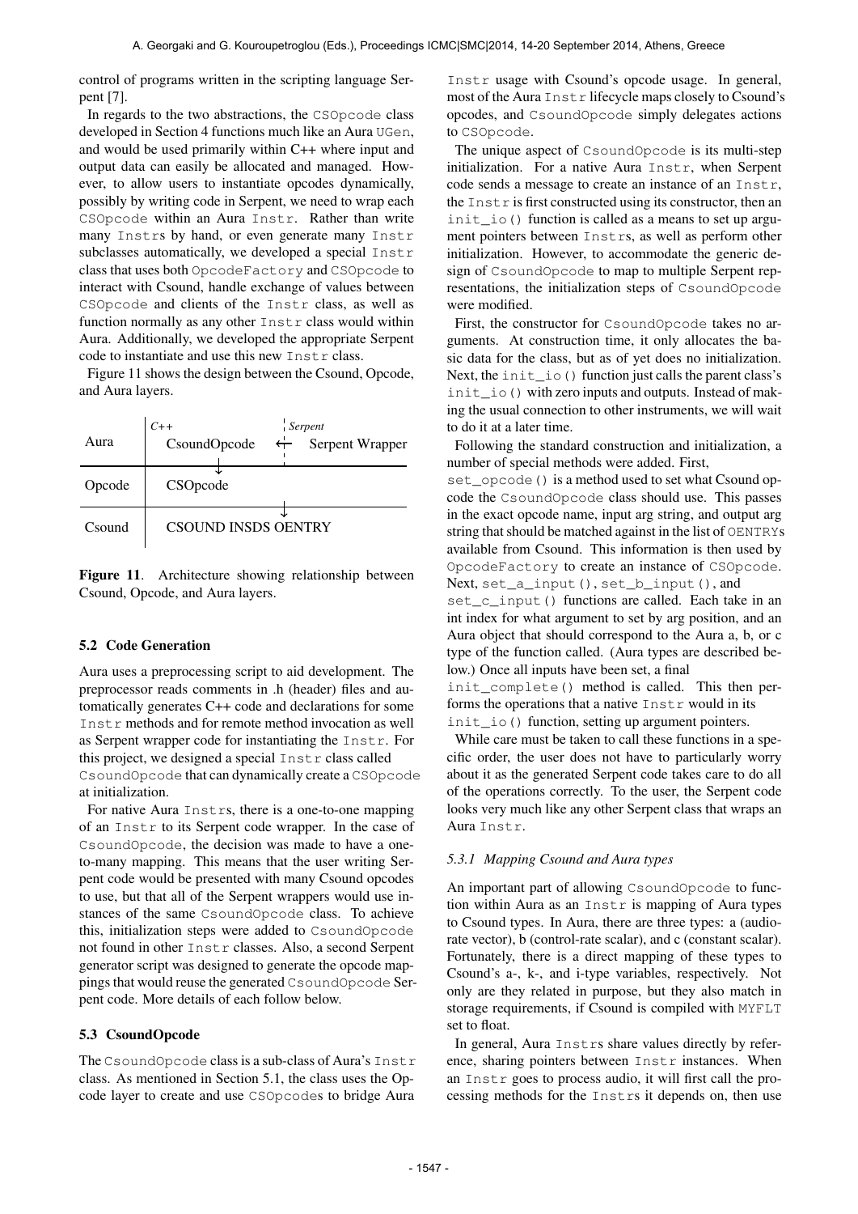control of programs written in the scripting language Serpent [7].

In regards to the two abstractions, the CSOpcode class developed in Section 4 functions much like an Aura UGen, and would be used primarily within C++ where input and output data can easily be allocated and managed. However, to allow users to instantiate opcodes dynamically, possibly by writing code in Serpent, we need to wrap each CSOpcode within an Aura Instr. Rather than write many Instrs by hand, or even generate many Instr subclasses automatically, we developed a special Instr class that uses both OpcodeFactory and CSOpcode to interact with Csound, handle exchange of values between CSOpcode and clients of the Instr class, as well as function normally as any other Instr class would within Aura. Additionally, we developed the appropriate Serpent code to instantiate and use this new Instr class.

Figure 11 shows the design between the Csound, Opcode, and Aura layers.

| | *C++* | | *Serpent* |
|---|---|---|---|
| Aura | CsoundOpcode | ← | Serpent Wrapper |
| Opcode | CSOpcode | | |
| Csound | CSOUND INSDS OENTRY | | |

**Figure 11**. Architecture showing relationship between Csound, Opcode, and Aura layers.

### 5.2 Code Generation

Aura uses a preprocessing script to aid development. The preprocessor reads comments in .h (header) files and automatically generates C++ code and declarations for some Instr methods and for remote method invocation as well as Serpent wrapper code for instantiating the Instr. For this project, we designed a special Instr class called CsoundOpcode that can dynamically create a CSOpcode at initialization.

For native Aura Instrs, there is a one-to-one mapping of an Instr to its Serpent code wrapper. In the case of CsoundOpcode, the decision was made to have a one-to-many mapping. This means that the user writing Serpent code would be presented with many Csound opcodes to use, but that all of the Serpent wrappers would use instances of the same CsoundOpcode class. To achieve this, initialization steps were added to CsoundOpcode not found in other Instr classes. Also, a second Serpent generator script was designed to generate the opcode mappings that would reuse the generated CsoundOpcode Serpent code. More details of each follow below.

### 5.3 CsoundOpcode

The CsoundOpcode class is a sub-class of Aura's Instr class. As mentioned in Section 5.1, the class uses the Opcode layer to create and use CSOpcodes to bridge Aura Instr usage with Csound's opcode usage. In general, most of the Aura Instr lifecycle maps closely to Csound's opcodes, and CsoundOpcode simply delegates actions to CSOpcode.

The unique aspect of CsoundOpcode is its multi-step initialization. For a native Aura Instr, when Serpent code sends a message to create an instance of an Instr, the Instr is first constructed using its constructor, then an init_io() function is called as a means to set up argument pointers between Instrs, as well as perform other initialization. However, to accommodate the generic design of CsoundOpcode to map to multiple Serpent representations, the initialization steps of CsoundOpcode were modified.

First, the constructor for CsoundOpcode takes no arguments. At construction time, it only allocates the basic data for the class, but as of yet does no initialization. Next, the init_io() function just calls the parent class's init_io() with zero inputs and outputs. Instead of making the usual connection to other instruments, we will wait to do it at a later time.

Following the standard construction and initialization, a number of special methods were added. First, set_opcode() is a method used to set what Csound opcode the CsoundOpcode class should use. This passes in the exact opcode name, input arg string, and output arg string that should be matched against in the list of OENTRYs available from Csound. This information is then used by OpcodeFactory to create an instance of CSOpcode. Next, set_a_input(), set_b_input(), and set_c_input() functions are called. Each take in an int index for what argument to set by arg position, and an Aura object that should correspond to the Aura a, b, or c type of the function called. (Aura types are described below.) Once all inputs have been set, a final init_complete() method is called. This then performs the operations that a native Instr would in its init_io() function, setting up argument pointers.

While care must be taken to call these functions in a specific order, the user does not have to particularly worry about it as the generated Serpent code takes care to do all of the operations correctly. To the user, the Serpent code looks very much like any other Serpent class that wraps an Aura Instr.

#### 5.3.1 Mapping Csound and Aura types

An important part of allowing CsoundOpcode to function within Aura as an Instr is mapping of Aura types to Csound types. In Aura, there are three types: a (audio-rate vector), b (control-rate scalar), and c (constant scalar). Fortunately, there is a direct mapping of these types to Csound's a-, k-, and i-type variables, respectively. Not only are they related in purpose, but they also match in storage requirements, if Csound is compiled with MYFLT set to float.

In general, Aura Instrs share values directly by reference, sharing pointers between Instr instances. When an Instr goes to process audio, it will first call the processing methods for the Instrs it depends on, then use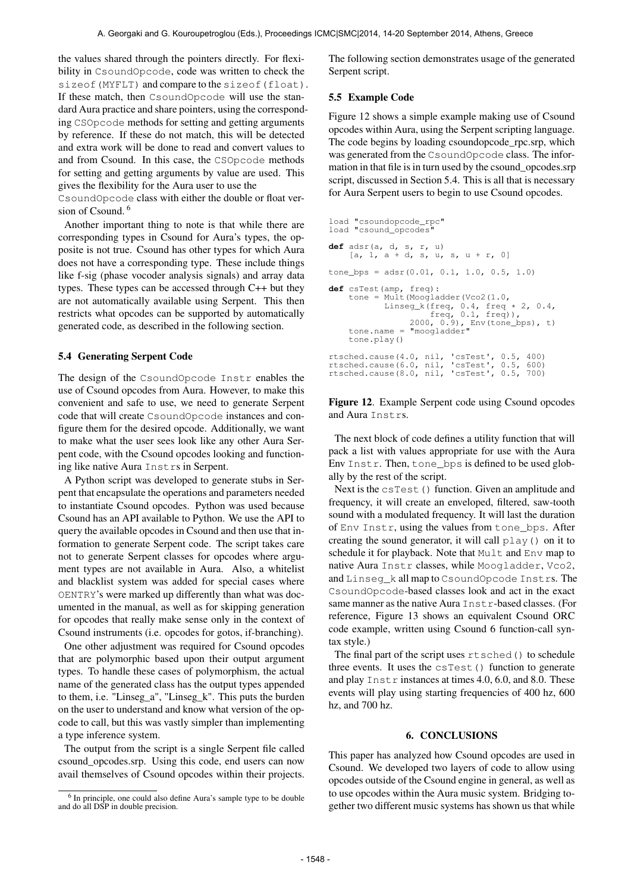the values shared through the pointers directly. For flexibility in CsoundOpcode, code was written to check the sizeof(MYFLT) and compare to the sizeof(float). If these match, then CsoundOpcode will use the standard Aura practice and share pointers, using the corresponding CSOpcode methods for setting and getting arguments by reference. If these do not match, this will be detected and extra work will be done to read and convert values to and from Csound. In this case, the CSOpcode methods for setting and getting arguments by value are used. This gives the flexibility for the Aura user to use the CsoundOpcode class with either the double or float version of Csound. [6]

Another important thing to note is that while there are corresponding types in Csound for Aura's types, the opposite is not true. Csound has other types for which Aura does not have a corresponding type. These include things like f-sig (phase vocoder analysis signals) and array data types. These types can be accessed through C++ but they are not automatically available using Serpent. This then restricts what opcodes can be supported by automatically generated code, as described in the following section.

### 5.4 Generating Serpent Code

The design of the CsoundOpcode Instr enables the use of Csound opcodes from Aura. However, to make this convenient and safe to use, we need to generate Serpent code that will create CsoundOpcode instances and configure them for the desired opcode. Additionally, we want to make what the user sees look like any other Aura Serpent code, with the Csound opcodes looking and functioning like native Aura Instrs in Serpent.

A Python script was developed to generate stubs in Serpent that encapsulate the operations and parameters needed to instantiate Csound opcodes. Python was used because Csound has an API available to Python. We use the API to query the available opcodes in Csound and then use that information to generate Serpent code. The script takes care not to generate Serpent classes for opcodes where argument types are not available in Aura. Also, a whitelist and blacklist system was added for special cases where OENTRY's were marked up differently than what was documented in the manual, as well as for skipping generation for opcodes that really make sense only in the context of Csound instruments (i.e. opcodes for gotos, if-branching).

One other adjustment was required for Csound opcodes that are polymorphic based upon their output argument types. To handle these cases of polymorphism, the actual name of the generated class has the output types appended to them, i.e. "Linseg_a", "Linseg_k". This puts the burden on the user to understand and know what version of the opcode to call, but this was vastly simpler than implementing a type inference system.

The output from the script is a single Serpent file called csound_opcodes.srp. Using this code, end users can now avail themselves of Csound opcodes within their projects. The following section demonstrates usage of the generated Serpent script.

### 5.5 Example Code

Figure 12 shows a simple example making use of Csound opcodes within Aura, using the Serpent scripting language. The code begins by loading csoundopcode_rpc.srp, which was generated from the CsoundOpcode class. The information in that file is in turn used by the csound_opcodes.srp script, discussed in Section 5.4. This is all that is necessary for Aura Serpent users to begin to use Csound opcodes.

```
load "csoundopcode_rpc"
load "csound_opcodes"

def adsr(a, d, s, r, u)
    [a, 1, a + d, s, u, s, u + r, 0]

tone_bps = adsr(0.01, 0.1, 1.0, 0.5, 1.0)

def csTest(amp, freq):
    tone = Mult(Moogladder(Vco2(1.0,
           Linseg_k(freq, 0.4, freq * 2, 0.4,
                    freq, 0.1, freq)),
                2000, 0.9), Env(tone_bps), t)
    tone.name = "moogladder"
    tone.play()

rtsched.cause(4.0, nil, 'csTest', 0.5, 400)
rtsched.cause(6.0, nil, 'csTest', 0.5, 600)
rtsched.cause(8.0, nil, 'csTest', 0.5, 700)
```

**Figure 12**. Example Serpent code using Csound opcodes and Aura Instrs.

The next block of code defines a utility function that will pack a list with values appropriate for use with the Aura Env Instr. Then, tone_bps is defined to be used globally by the rest of the script.

Next is the csTest() function. Given an amplitude and frequency, it will create an enveloped, filtered, saw-tooth sound with a modulated frequency. It will last the duration of Env Instr, using the values from tone_bps. After creating the sound generator, it will call play() on it to schedule it for playback. Note that Mult and Env map to native Aura Instr classes, while Moogladder, Vco2, and Linseg_k all map to CsoundOpcode Instrs. The CsoundOpcode-based classes look and act in the exact same manner as the native Aura Instr-based classes. (For reference, Figure 13 shows an equivalent Csound ORC code example, written using Csound 6 function-call syntax style.)

The final part of the script uses rtsched() to schedule three events. It uses the csTest() function to generate and play Instr instances at times 4.0, 6.0, and 8.0. These events will play using starting frequencies of 400 hz, 600 hz, and 700 hz.

## 6. CONCLUSIONS

This paper has analyzed how Csound opcodes are used in Csound. We developed two layers of code to allow using opcodes outside of the Csound engine in general, as well as to use opcodes within the Aura music system. Bridging together two different music systems has shown us that while

[6] In principle, one could also define Aura's sample type to be double and do all DSP in double precision.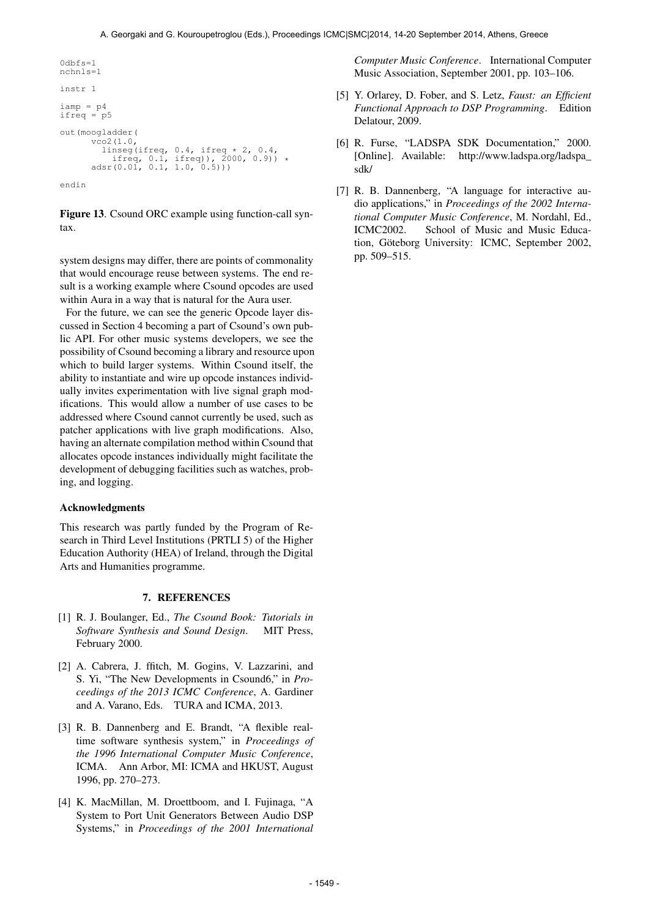```
0dbfs=1
nchnls=1

instr 1

iamp = p4
ifreq = p5

out(moogladder(
      vco2(1.0,
        linseg(ifreq, 0.4, ifreq * 2, 0.4,
          ifreq, 0.1, ifreq)), 2000, 0.9)) *
      adsr(0.01, 0.1, 1.0, 0.5)))

endin
```

**Figure 13**. Csound ORC example using function-call syntax.

system designs may differ, there are points of commonality that would encourage reuse between systems. The end result is a working example where Csound opcodes are used within Aura in a way that is natural for the Aura user.

For the future, we can see the generic Opcode layer discussed in Section 4 becoming a part of Csound's own public API. For other music systems developers, we see the possibility of Csound becoming a library and resource upon which to build larger systems. Within Csound itself, the ability to instantiate and wire up opcode instances individually invites experimentation with live signal graph modifications. This would allow a number of use cases to be addressed where Csound cannot currently be used, such as patcher applications with live graph modifications. Also, having an alternate compilation method within Csound that allocates opcode instances individually might facilitate the development of debugging facilities such as watches, probing, and logging.

### Acknowledgments

This research was partly funded by the Program of Research in Third Level Institutions (PRTLI 5) of the Higher Education Authority (HEA) of Ireland, through the Digital Arts and Humanities programme.

## 7. REFERENCES

[1] R. J. Boulanger, Ed., *The Csound Book: Tutorials in Software Synthesis and Sound Design*. MIT Press, February 2000.

[2] A. Cabrera, J. ffitch, M. Gogins, V. Lazzarini, and S. Yi, "The New Developments in Csound6," in *Proceedings of the 2013 ICMC Conference*, A. Gardiner and A. Varano, Eds. TURA and ICMA, 2013.

[3] R. B. Dannenberg and E. Brandt, "A flexible realtime software synthesis system," in *Proceedings of the 1996 International Computer Music Conference*, ICMA. Ann Arbor, MI: ICMA and HKUST, August 1996, pp. 270–273.

[4] K. MacMillan, M. Droettboom, and I. Fujinaga, "A System to Port Unit Generators Between Audio DSP Systems," in *Proceedings of the 2001 International Computer Music Conference*. International Computer Music Association, September 2001, pp. 103–106.

[5] Y. Orlarey, D. Fober, and S. Letz, *Faust: an Efficient Functional Approach to DSP Programming*. Edition Delatour, 2009.

[6] R. Furse, "LADSPA SDK Documentation," 2000. [Online]. Available: http://www.ladspa.org/ladspa_sdk/

[7] R. B. Dannenberg, "A language for interactive audio applications," in *Proceedings of the 2002 International Computer Music Conference*, M. Nordahl, Ed., ICMC2002. School of Music and Music Education, Göteborg University: ICMC, September 2002, pp. 509–515.